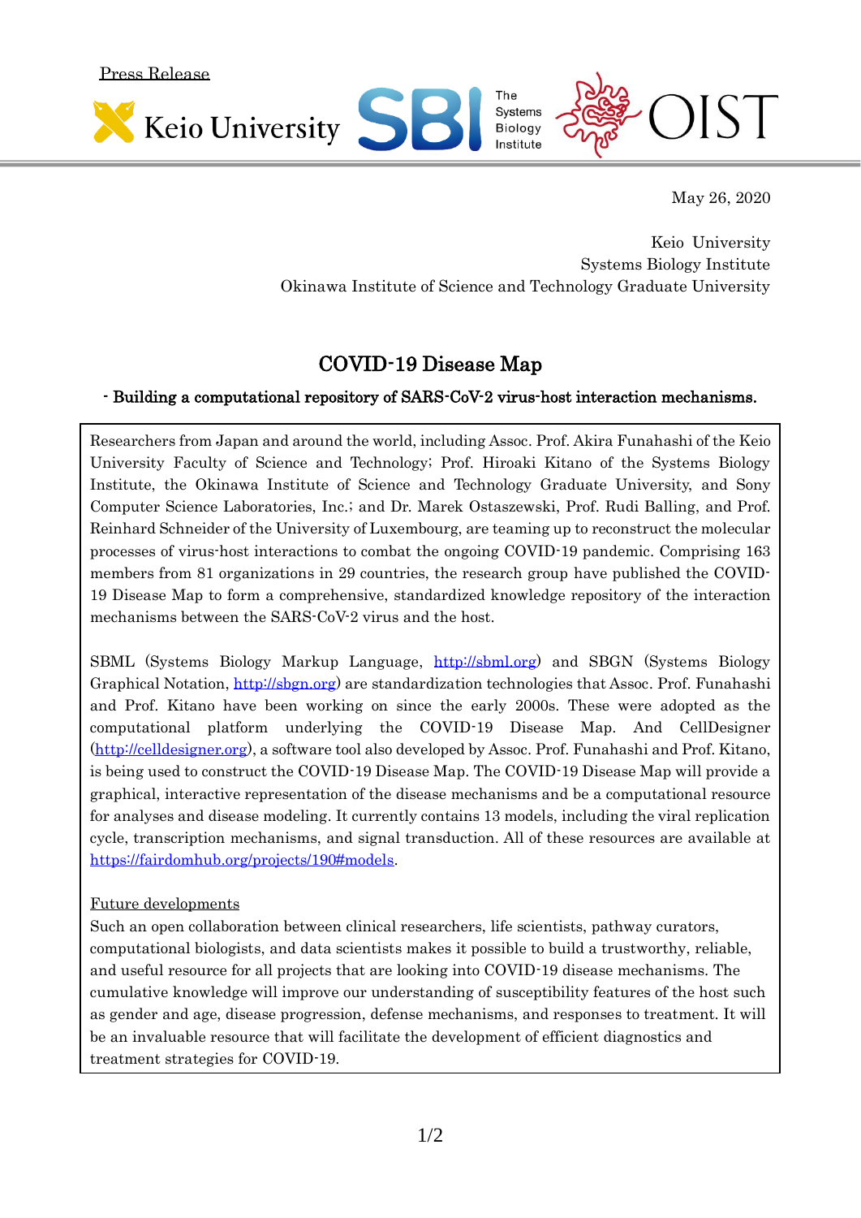Press Release

Keio University | SBI The Systems Biology Institute | OIST

May 26, 2020

Keio University
Systems Biology Institute
Okinawa Institute of Science and Technology Graduate University

# COVID-19 Disease Map

**- Building a computational repository of SARS-CoV-2 virus-host interaction mechanisms.**

Researchers from Japan and around the world, including Assoc. Prof. Akira Funahashi of the Keio University Faculty of Science and Technology; Prof. Hiroaki Kitano of the Systems Biology Institute, the Okinawa Institute of Science and Technology Graduate University, and Sony Computer Science Laboratories, Inc.; and Dr. Marek Ostaszewski, Prof. Rudi Balling, and Prof. Reinhard Schneider of the University of Luxembourg, are teaming up to reconstruct the molecular processes of virus-host interactions to combat the ongoing COVID-19 pandemic. Comprising 163 members from 81 organizations in 29 countries, the research group have published the COVID-19 Disease Map to form a comprehensive, standardized knowledge repository of the interaction mechanisms between the SARS-CoV-2 virus and the host.

SBML (Systems Biology Markup Language, http://sbml.org) and SBGN (Systems Biology Graphical Notation, http://sbgn.org) are standardization technologies that Assoc. Prof. Funahashi and Prof. Kitano have been working on since the early 2000s. These were adopted as the computational platform underlying the COVID-19 Disease Map. And CellDesigner (http://celldesigner.org), a software tool also developed by Assoc. Prof. Funahashi and Prof. Kitano, is being used to construct the COVID-19 Disease Map. The COVID-19 Disease Map will provide a graphical, interactive representation of the disease mechanisms and be a computational resource for analyses and disease modeling. It currently contains 13 models, including the viral replication cycle, transcription mechanisms, and signal transduction. All of these resources are available at https://fairdomhub.org/projects/190#models.

## Future developments

Such an open collaboration between clinical researchers, life scientists, pathway curators, computational biologists, and data scientists makes it possible to build a trustworthy, reliable, and useful resource for all projects that are looking into COVID-19 disease mechanisms. The cumulative knowledge will improve our understanding of susceptibility features of the host such as gender and age, disease progression, defense mechanisms, and responses to treatment. It will be an invaluable resource that will facilitate the development of efficient diagnostics and treatment strategies for COVID-19.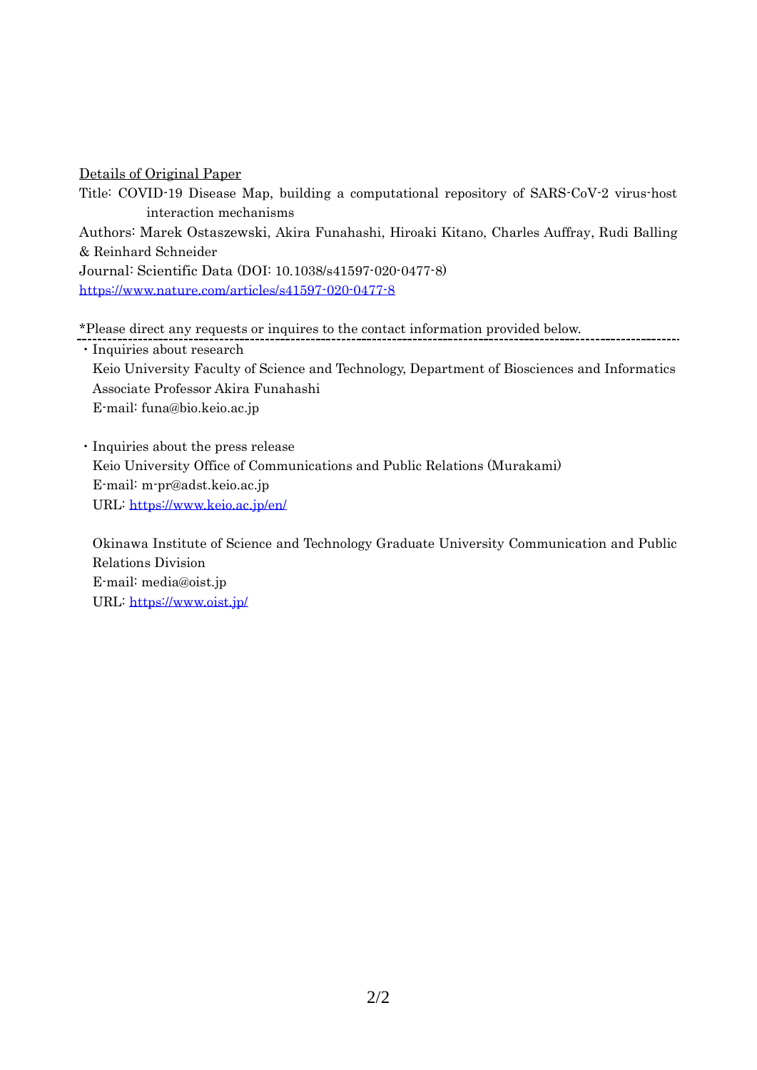Details of Original Paper

Title: COVID-19 Disease Map, building a computational repository of SARS-CoV-2 virus-host interaction mechanisms

Authors: Marek Ostaszewski, Akira Funahashi, Hiroaki Kitano, Charles Auffray, Rudi Balling & Reinhard Schneider

Journal: Scientific Data (DOI: 10.1038/s41597-020-0477-8)

https://www.nature.com/articles/s41597-020-0477-8

*Please direct any requests or inquires to the contact information provided below.

---

・Inquiries about research

Keio University Faculty of Science and Technology, Department of Biosciences and Informatics
Associate Professor Akira Funahashi
E-mail: funa@bio.keio.ac.jp

・Inquiries about the press release

Keio University Office of Communications and Public Relations (Murakami)
E-mail: m-pr@adst.keio.ac.jp
URL: https://www.keio.ac.jp/en/

Okinawa Institute of Science and Technology Graduate University Communication and Public Relations Division
E-mail: media@oist.jp
URL: https://www.oist.jp/